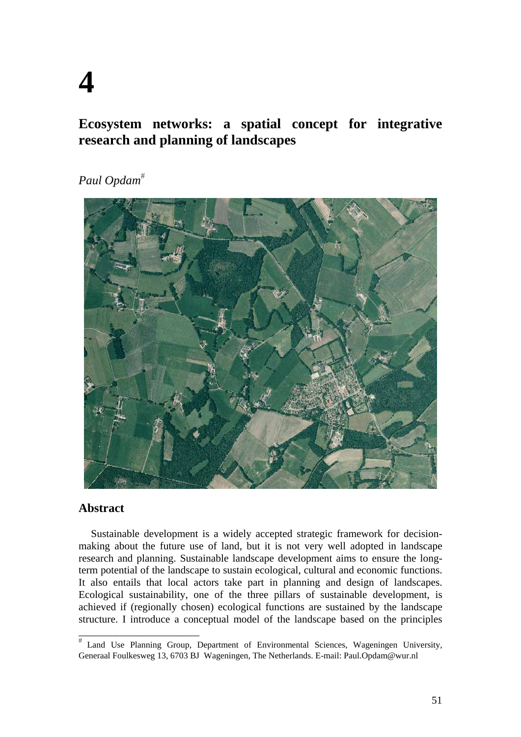# 4

## Ecosystem networks: a spatial concept for integrative research and planning of landscapes

*Paul Opdam*[#]

### Abstract

Sustainable development is a widely accepted strategic framework for decision-making about the future use of land, but it is not very well adopted in landscape research and planning. Sustainable landscape development aims to ensure the long-term potential of the landscape to sustain ecological, cultural and economic functions. It also entails that local actors take part in planning and design of landscapes. Ecological sustainability, one of the three pillars of sustainable development, is achieved if (regionally chosen) ecological functions are sustained by the landscape structure. I introduce a conceptual model of the landscape based on the principles

[#] Land Use Planning Group, Department of Environmental Sciences, Wageningen University, Generaal Foulkesweg 13, 6703 BJ Wageningen, The Netherlands. E-mail: Paul.Opdam@wur.nl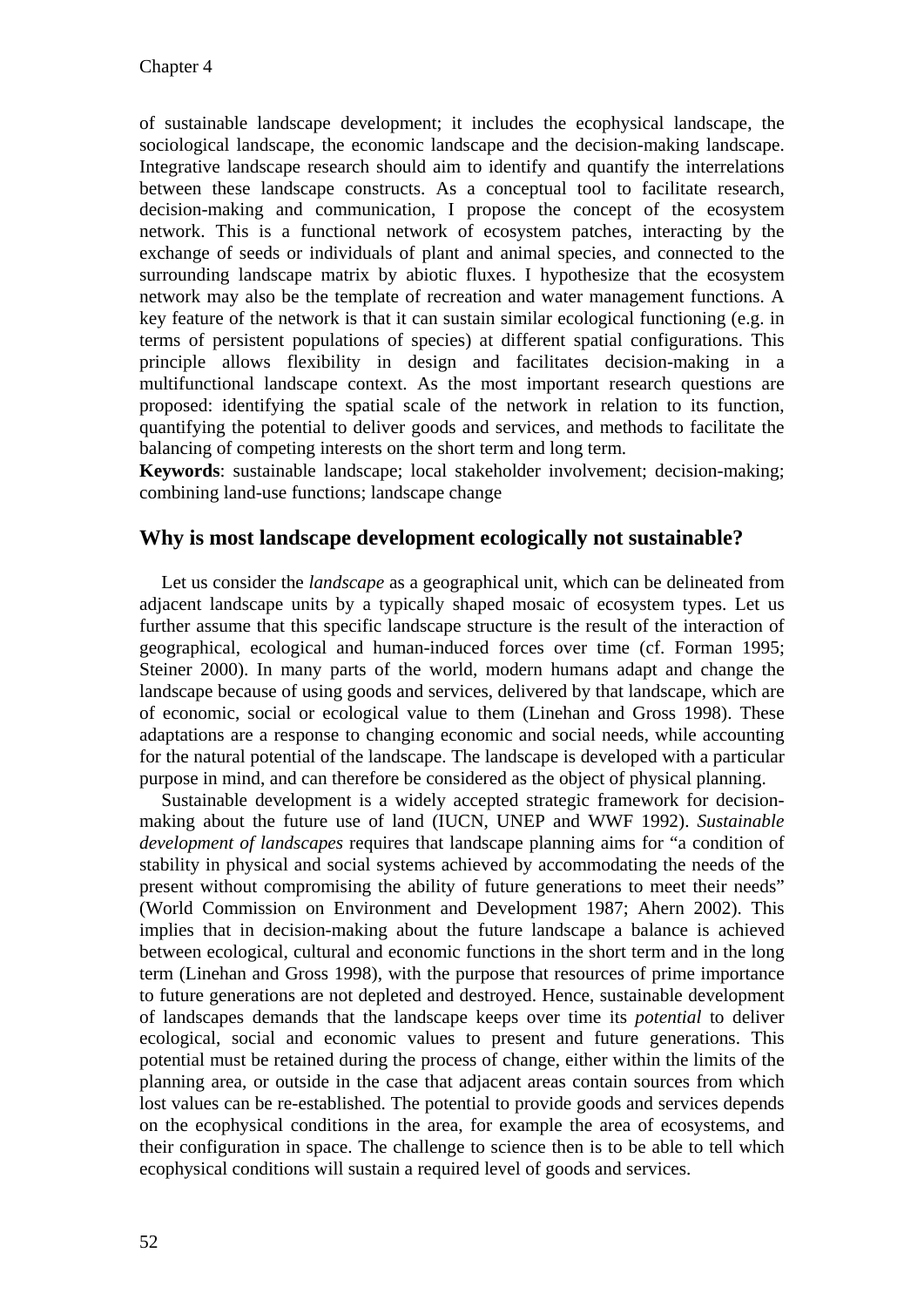of sustainable landscape development; it includes the ecophysical landscape, the sociological landscape, the economic landscape and the decision-making landscape. Integrative landscape research should aim to identify and quantify the interrelations between these landscape constructs. As a conceptual tool to facilitate research, decision-making and communication, I propose the concept of the ecosystem network. This is a functional network of ecosystem patches, interacting by the exchange of seeds or individuals of plant and animal species, and connected to the surrounding landscape matrix by abiotic fluxes. I hypothesize that the ecosystem network may also be the template of recreation and water management functions. A key feature of the network is that it can sustain similar ecological functioning (e.g. in terms of persistent populations of species) at different spatial configurations. This principle allows flexibility in design and facilitates decision-making in a multifunctional landscape context. As the most important research questions are proposed: identifying the spatial scale of the network in relation to its function, quantifying the potential to deliver goods and services, and methods to facilitate the balancing of competing interests on the short term and long term.

**Keywords**: sustainable landscape; local stakeholder involvement; decision-making; combining land-use functions; landscape change

## Why is most landscape development ecologically not sustainable?

Let us consider the *landscape* as a geographical unit, which can be delineated from adjacent landscape units by a typically shaped mosaic of ecosystem types. Let us further assume that this specific landscape structure is the result of the interaction of geographical, ecological and human-induced forces over time (cf. Forman 1995; Steiner 2000). In many parts of the world, modern humans adapt and change the landscape because of using goods and services, delivered by that landscape, which are of economic, social or ecological value to them (Linehan and Gross 1998). These adaptations are a response to changing economic and social needs, while accounting for the natural potential of the landscape. The landscape is developed with a particular purpose in mind, and can therefore be considered as the object of physical planning.

Sustainable development is a widely accepted strategic framework for decision-making about the future use of land (IUCN, UNEP and WWF 1992). *Sustainable development of landscapes* requires that landscape planning aims for "a condition of stability in physical and social systems achieved by accommodating the needs of the present without compromising the ability of future generations to meet their needs" (World Commission on Environment and Development 1987; Ahern 2002). This implies that in decision-making about the future landscape a balance is achieved between ecological, cultural and economic functions in the short term and in the long term (Linehan and Gross 1998), with the purpose that resources of prime importance to future generations are not depleted and destroyed. Hence, sustainable development of landscapes demands that the landscape keeps over time its *potential* to deliver ecological, social and economic values to present and future generations. This potential must be retained during the process of change, either within the limits of the planning area, or outside in the case that adjacent areas contain sources from which lost values can be re-established. The potential to provide goods and services depends on the ecophysical conditions in the area, for example the area of ecosystems, and their configuration in space. The challenge to science then is to be able to tell which ecophysical conditions will sustain a required level of goods and services.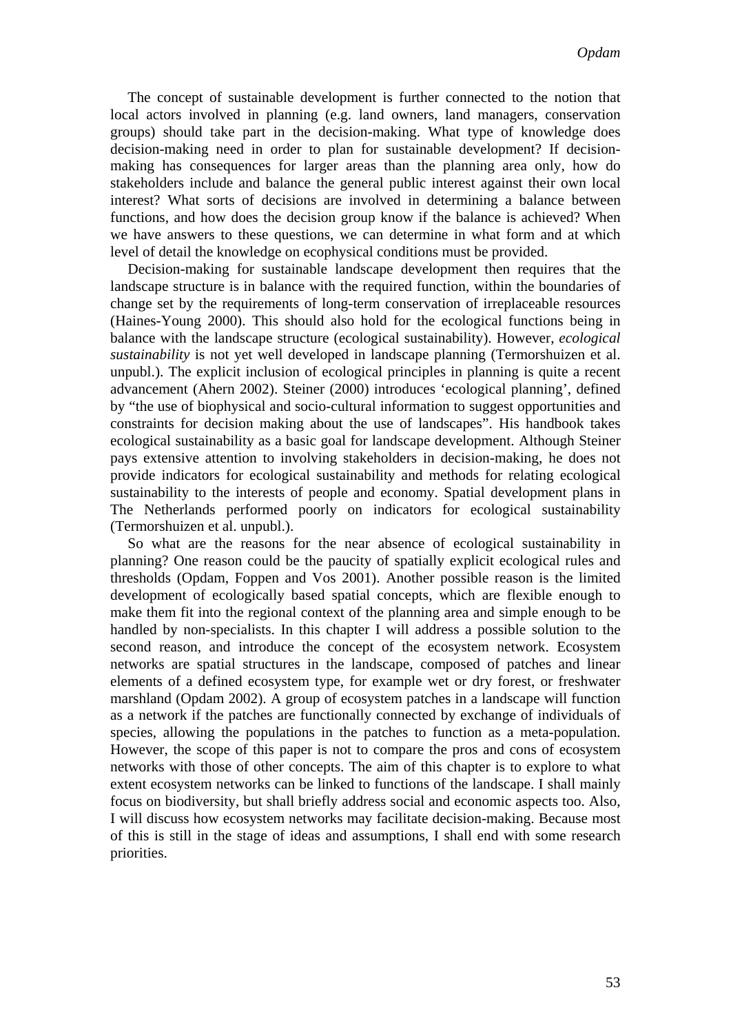The concept of sustainable development is further connected to the notion that local actors involved in planning (e.g. land owners, land managers, conservation groups) should take part in the decision-making. What type of knowledge does decision-making need in order to plan for sustainable development? If decision-making has consequences for larger areas than the planning area only, how do stakeholders include and balance the general public interest against their own local interest? What sorts of decisions are involved in determining a balance between functions, and how does the decision group know if the balance is achieved? When we have answers to these questions, we can determine in what form and at which level of detail the knowledge on ecophysical conditions must be provided.

Decision-making for sustainable landscape development then requires that the landscape structure is in balance with the required function, within the boundaries of change set by the requirements of long-term conservation of irreplaceable resources (Haines-Young 2000). This should also hold for the ecological functions being in balance with the landscape structure (ecological sustainability). However, *ecological sustainability* is not yet well developed in landscape planning (Termorshuizen et al. unpubl.). The explicit inclusion of ecological principles in planning is quite a recent advancement (Ahern 2002). Steiner (2000) introduces 'ecological planning', defined by "the use of biophysical and socio-cultural information to suggest opportunities and constraints for decision making about the use of landscapes". His handbook takes ecological sustainability as a basic goal for landscape development. Although Steiner pays extensive attention to involving stakeholders in decision-making, he does not provide indicators for ecological sustainability and methods for relating ecological sustainability to the interests of people and economy. Spatial development plans in The Netherlands performed poorly on indicators for ecological sustainability (Termorshuizen et al. unpubl.).

So what are the reasons for the near absence of ecological sustainability in planning? One reason could be the paucity of spatially explicit ecological rules and thresholds (Opdam, Foppen and Vos 2001). Another possible reason is the limited development of ecologically based spatial concepts, which are flexible enough to make them fit into the regional context of the planning area and simple enough to be handled by non-specialists. In this chapter I will address a possible solution to the second reason, and introduce the concept of the ecosystem network. Ecosystem networks are spatial structures in the landscape, composed of patches and linear elements of a defined ecosystem type, for example wet or dry forest, or freshwater marshland (Opdam 2002). A group of ecosystem patches in a landscape will function as a network if the patches are functionally connected by exchange of individuals of species, allowing the populations in the patches to function as a meta-population. However, the scope of this paper is not to compare the pros and cons of ecosystem networks with those of other concepts. The aim of this chapter is to explore to what extent ecosystem networks can be linked to functions of the landscape. I shall mainly focus on biodiversity, but shall briefly address social and economic aspects too. Also, I will discuss how ecosystem networks may facilitate decision-making. Because most of this is still in the stage of ideas and assumptions, I shall end with some research priorities.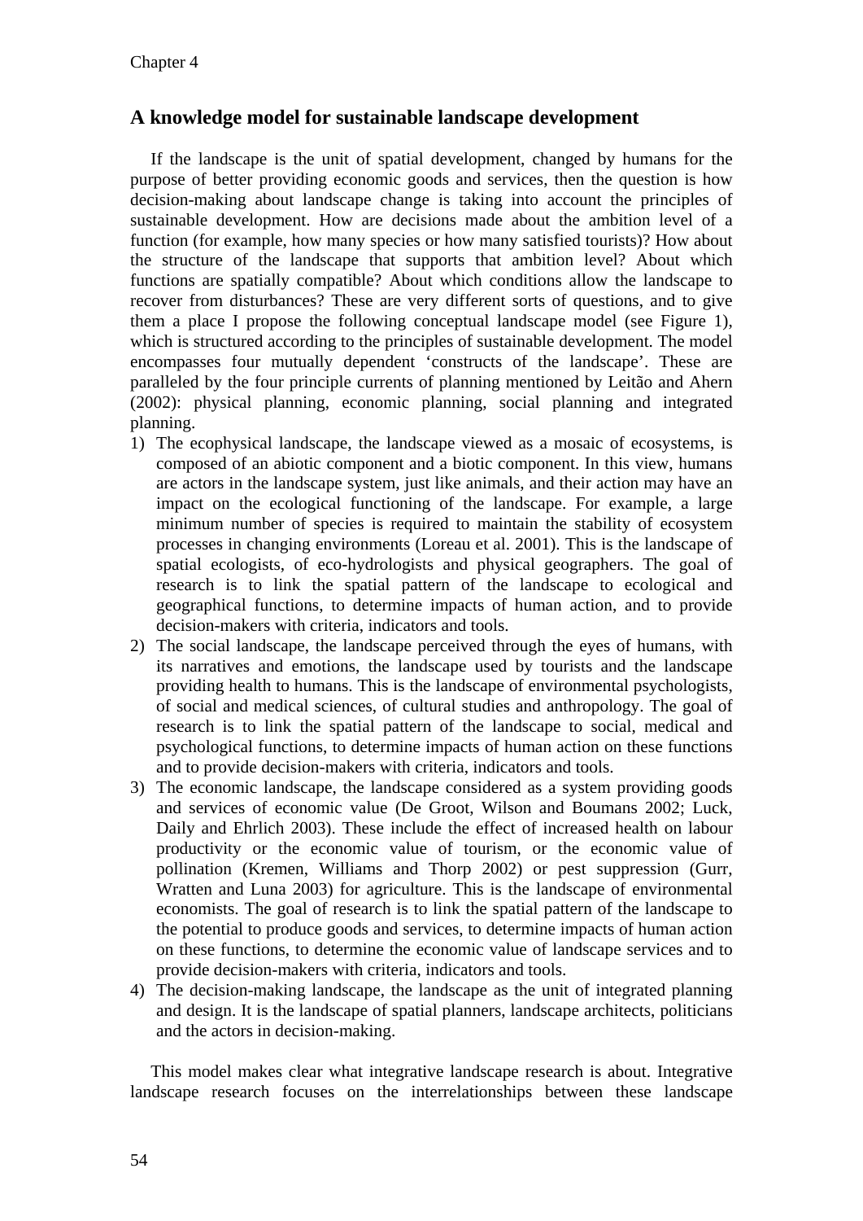## A knowledge model for sustainable landscape development

If the landscape is the unit of spatial development, changed by humans for the purpose of better providing economic goods and services, then the question is how decision-making about landscape change is taking into account the principles of sustainable development. How are decisions made about the ambition level of a function (for example, how many species or how many satisfied tourists)? How about the structure of the landscape that supports that ambition level? About which functions are spatially compatible? About which conditions allow the landscape to recover from disturbances? These are very different sorts of questions, and to give them a place I propose the following conceptual landscape model (see Figure 1), which is structured according to the principles of sustainable development. The model encompasses four mutually dependent 'constructs of the landscape'. These are paralleled by the four principle currents of planning mentioned by Leitão and Ahern (2002): physical planning, economic planning, social planning and integrated planning.

1) The ecophysical landscape, the landscape viewed as a mosaic of ecosystems, is composed of an abiotic component and a biotic component. In this view, humans are actors in the landscape system, just like animals, and their action may have an impact on the ecological functioning of the landscape. For example, a large minimum number of species is required to maintain the stability of ecosystem processes in changing environments (Loreau et al. 2001). This is the landscape of spatial ecologists, of eco-hydrologists and physical geographers. The goal of research is to link the spatial pattern of the landscape to ecological and geographical functions, to determine impacts of human action, and to provide decision-makers with criteria, indicators and tools.
2) The social landscape, the landscape perceived through the eyes of humans, with its narratives and emotions, the landscape used by tourists and the landscape providing health to humans. This is the landscape of environmental psychologists, of social and medical sciences, of cultural studies and anthropology. The goal of research is to link the spatial pattern of the landscape to social, medical and psychological functions, to determine impacts of human action on these functions and to provide decision-makers with criteria, indicators and tools.
3) The economic landscape, the landscape considered as a system providing goods and services of economic value (De Groot, Wilson and Boumans 2002; Luck, Daily and Ehrlich 2003). These include the effect of increased health on labour productivity or the economic value of tourism, or the economic value of pollination (Kremen, Williams and Thorp 2002) or pest suppression (Gurr, Wratten and Luna 2003) for agriculture. This is the landscape of environmental economists. The goal of research is to link the spatial pattern of the landscape to the potential to produce goods and services, to determine impacts of human action on these functions, to determine the economic value of landscape services and to provide decision-makers with criteria, indicators and tools.
4) The decision-making landscape, the landscape as the unit of integrated planning and design. It is the landscape of spatial planners, landscape architects, politicians and the actors in decision-making.

This model makes clear what integrative landscape research is about. Integrative landscape research focuses on the interrelationships between these landscape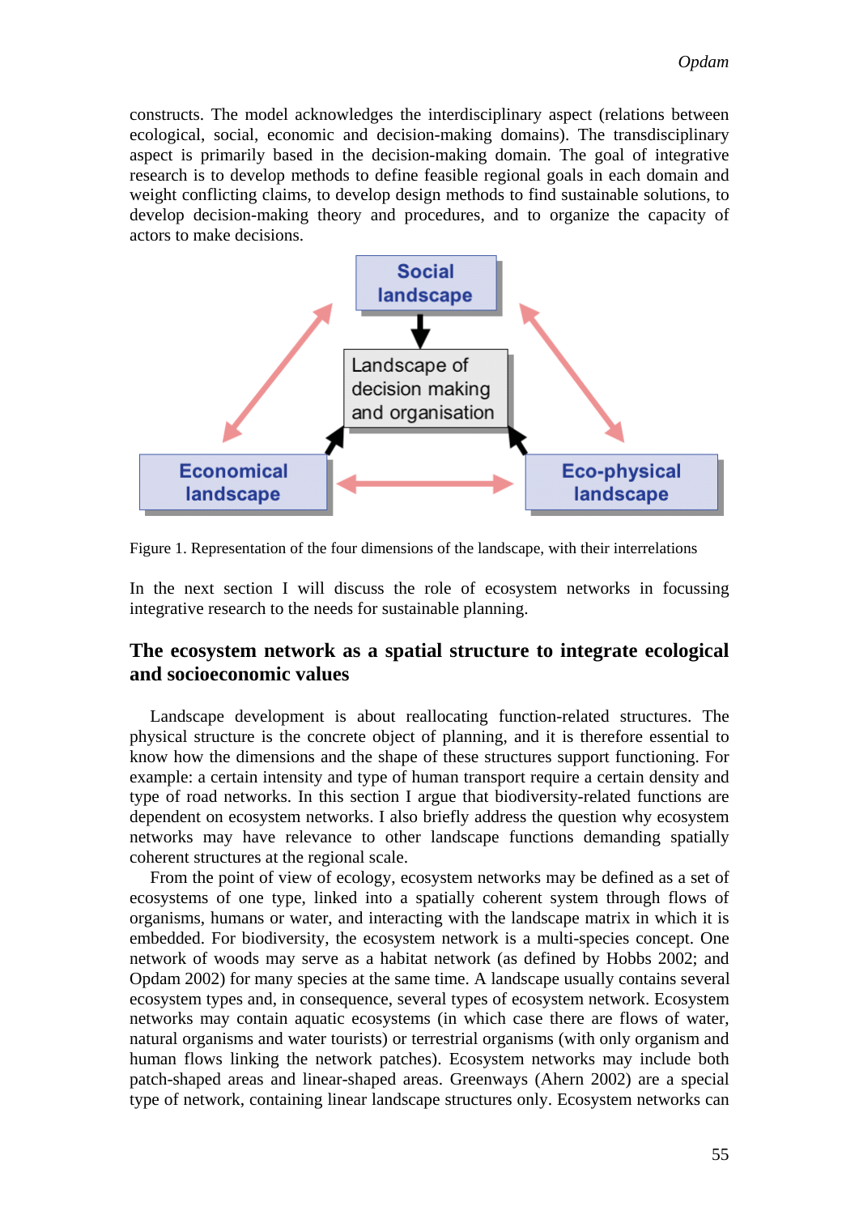constructs. The model acknowledges the interdisciplinary aspect (relations between ecological, social, economic and decision-making domains). The transdisciplinary aspect is primarily based in the decision-making domain. The goal of integrative research is to develop methods to define feasible regional goals in each domain and weight conflicting claims, to develop design methods to find sustainable solutions, to develop decision-making theory and procedures, and to organize the capacity of actors to make decisions.

Social landscape

Landscape of decision making and organisation

Economical landscape

Eco-physical landscape

Figure 1. Representation of the four dimensions of the landscape, with their interrelations

In the next section I will discuss the role of ecosystem networks in focussing integrative research to the needs for sustainable planning.

## The ecosystem network as a spatial structure to integrate ecological and socioeconomic values

Landscape development is about reallocating function-related structures. The physical structure is the concrete object of planning, and it is therefore essential to know how the dimensions and the shape of these structures support functioning. For example: a certain intensity and type of human transport require a certain density and type of road networks. In this section I argue that biodiversity-related functions are dependent on ecosystem networks. I also briefly address the question why ecosystem networks may have relevance to other landscape functions demanding spatially coherent structures at the regional scale.

From the point of view of ecology, ecosystem networks may be defined as a set of ecosystems of one type, linked into a spatially coherent system through flows of organisms, humans or water, and interacting with the landscape matrix in which it is embedded. For biodiversity, the ecosystem network is a multi-species concept. One network of woods may serve as a habitat network (as defined by Hobbs 2002; and Opdam 2002) for many species at the same time. A landscape usually contains several ecosystem types and, in consequence, several types of ecosystem network. Ecosystem networks may contain aquatic ecosystems (in which case there are flows of water, natural organisms and water tourists) or terrestrial organisms (with only organism and human flows linking the network patches). Ecosystem networks may include both patch-shaped areas and linear-shaped areas. Greenways (Ahern 2002) are a special type of network, containing linear landscape structures only. Ecosystem networks can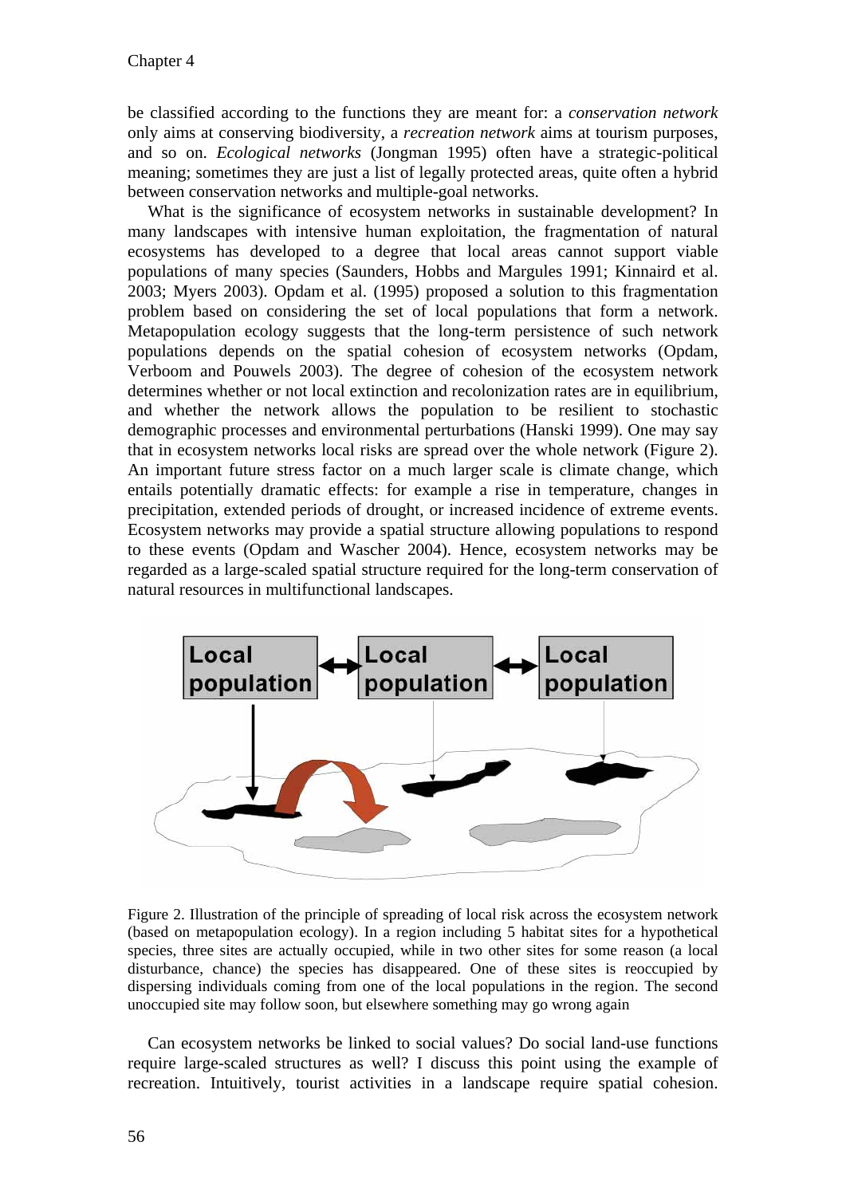be classified according to the functions they are meant for: a *conservation network* only aims at conserving biodiversity, a *recreation network* aims at tourism purposes, and so on. *Ecological networks* (Jongman 1995) often have a strategic-political meaning; sometimes they are just a list of legally protected areas, quite often a hybrid between conservation networks and multiple-goal networks.

What is the significance of ecosystem networks in sustainable development? In many landscapes with intensive human exploitation, the fragmentation of natural ecosystems has developed to a degree that local areas cannot support viable populations of many species (Saunders, Hobbs and Margules 1991; Kinnaird et al. 2003; Myers 2003). Opdam et al. (1995) proposed a solution to this fragmentation problem based on considering the set of local populations that form a network. Metapopulation ecology suggests that the long-term persistence of such network populations depends on the spatial cohesion of ecosystem networks (Opdam, Verboom and Pouwels 2003). The degree of cohesion of the ecosystem network determines whether or not local extinction and recolonization rates are in equilibrium, and whether the network allows the population to be resilient to stochastic demographic processes and environmental perturbations (Hanski 1999). One may say that in ecosystem networks local risks are spread over the whole network (Figure 2). An important future stress factor on a much larger scale is climate change, which entails potentially dramatic effects: for example a rise in temperature, changes in precipitation, extended periods of drought, or increased incidence of extreme events. Ecosystem networks may provide a spatial structure allowing populations to respond to these events (Opdam and Wascher 2004). Hence, ecosystem networks may be regarded as a large-scaled spatial structure required for the long-term conservation of natural resources in multifunctional landscapes.

Figure 2. Illustration of the principle of spreading of local risk across the ecosystem network (based on metapopulation ecology). In a region including 5 habitat sites for a hypothetical species, three sites are actually occupied, while in two other sites for some reason (a local disturbance, chance) the species has disappeared. One of these sites is reoccupied by dispersing individuals coming from one of the local populations in the region. The second unoccupied site may follow soon, but elsewhere something may go wrong again

Can ecosystem networks be linked to social values? Do social land-use functions require large-scaled structures as well? I discuss this point using the example of recreation. Intuitively, tourist activities in a landscape require spatial cohesion.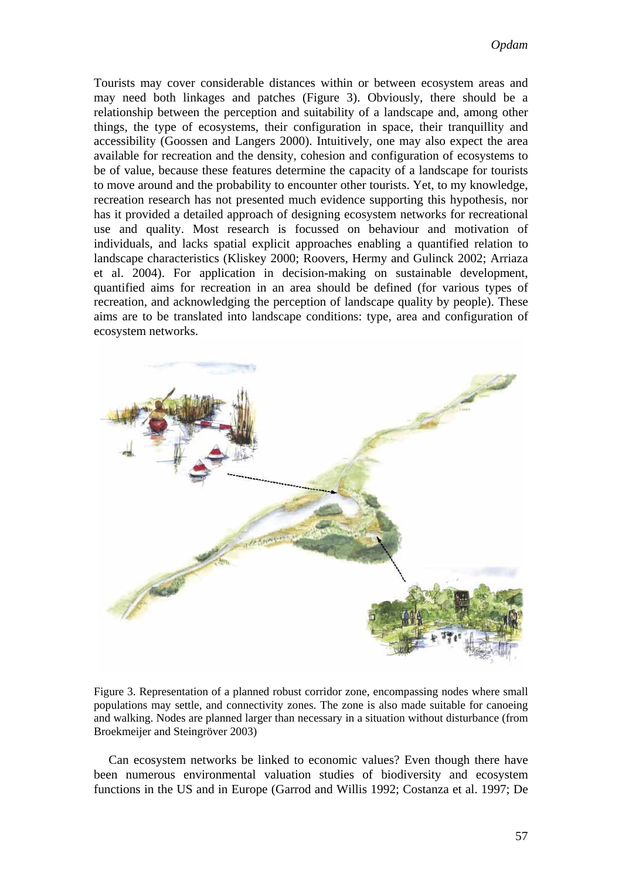Tourists may cover considerable distances within or between ecosystem areas and may need both linkages and patches (Figure 3). Obviously, there should be a relationship between the perception and suitability of a landscape and, among other things, the type of ecosystems, their configuration in space, their tranquillity and accessibility (Goossen and Langers 2000). Intuitively, one may also expect the area available for recreation and the density, cohesion and configuration of ecosystems to be of value, because these features determine the capacity of a landscape for tourists to move around and the probability to encounter other tourists. Yet, to my knowledge, recreation research has not presented much evidence supporting this hypothesis, nor has it provided a detailed approach of designing ecosystem networks for recreational use and quality. Most research is focussed on behaviour and motivation of individuals, and lacks spatial explicit approaches enabling a quantified relation to landscape characteristics (Kliskey 2000; Roovers, Hermy and Gulinck 2002; Arriaza et al. 2004). For application in decision-making on sustainable development, quantified aims for recreation in an area should be defined (for various types of recreation, and acknowledging the perception of landscape quality by people). These aims are to be translated into landscape conditions: type, area and configuration of ecosystem networks.

Figure 3. Representation of a planned robust corridor zone, encompassing nodes where small populations may settle, and connectivity zones. The zone is also made suitable for canoeing and walking. Nodes are planned larger than necessary in a situation without disturbance (from Broekmeijer and Steingröver 2003)

Can ecosystem networks be linked to economic values? Even though there have been numerous environmental valuation studies of biodiversity and ecosystem functions in the US and in Europe (Garrod and Willis 1992; Costanza et al. 1997; De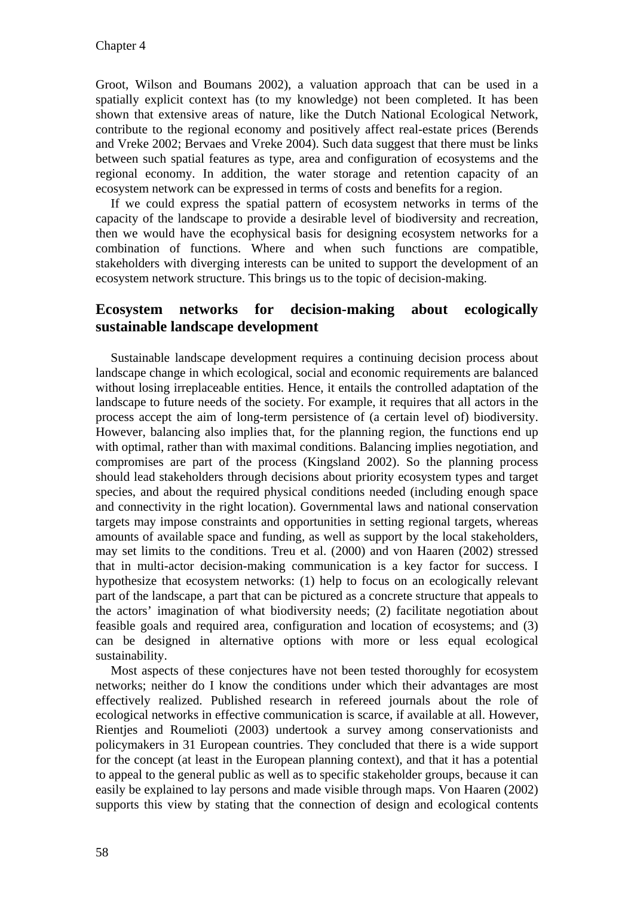Groot, Wilson and Boumans 2002), a valuation approach that can be used in a spatially explicit context has (to my knowledge) not been completed. It has been shown that extensive areas of nature, like the Dutch National Ecological Network, contribute to the regional economy and positively affect real-estate prices (Berends and Vreke 2002; Bervaes and Vreke 2004). Such data suggest that there must be links between such spatial features as type, area and configuration of ecosystems and the regional economy. In addition, the water storage and retention capacity of an ecosystem network can be expressed in terms of costs and benefits for a region.

If we could express the spatial pattern of ecosystem networks in terms of the capacity of the landscape to provide a desirable level of biodiversity and recreation, then we would have the ecophysical basis for designing ecosystem networks for a combination of functions. Where and when such functions are compatible, stakeholders with diverging interests can be united to support the development of an ecosystem network structure. This brings us to the topic of decision-making.

## Ecosystem networks for decision-making about ecologically sustainable landscape development

Sustainable landscape development requires a continuing decision process about landscape change in which ecological, social and economic requirements are balanced without losing irreplaceable entities. Hence, it entails the controlled adaptation of the landscape to future needs of the society. For example, it requires that all actors in the process accept the aim of long-term persistence of (a certain level of) biodiversity. However, balancing also implies that, for the planning region, the functions end up with optimal, rather than with maximal conditions. Balancing implies negotiation, and compromises are part of the process (Kingsland 2002). So the planning process should lead stakeholders through decisions about priority ecosystem types and target species, and about the required physical conditions needed (including enough space and connectivity in the right location). Governmental laws and national conservation targets may impose constraints and opportunities in setting regional targets, whereas amounts of available space and funding, as well as support by the local stakeholders, may set limits to the conditions. Treu et al. (2000) and von Haaren (2002) stressed that in multi-actor decision-making communication is a key factor for success. I hypothesize that ecosystem networks: (1) help to focus on an ecologically relevant part of the landscape, a part that can be pictured as a concrete structure that appeals to the actors' imagination of what biodiversity needs; (2) facilitate negotiation about feasible goals and required area, configuration and location of ecosystems; and (3) can be designed in alternative options with more or less equal ecological sustainability.

Most aspects of these conjectures have not been tested thoroughly for ecosystem networks; neither do I know the conditions under which their advantages are most effectively realized. Published research in refereed journals about the role of ecological networks in effective communication is scarce, if available at all. However, Rientjes and Roumelioti (2003) undertook a survey among conservationists and policymakers in 31 European countries. They concluded that there is a wide support for the concept (at least in the European planning context), and that it has a potential to appeal to the general public as well as to specific stakeholder groups, because it can easily be explained to lay persons and made visible through maps. Von Haaren (2002) supports this view by stating that the connection of design and ecological contents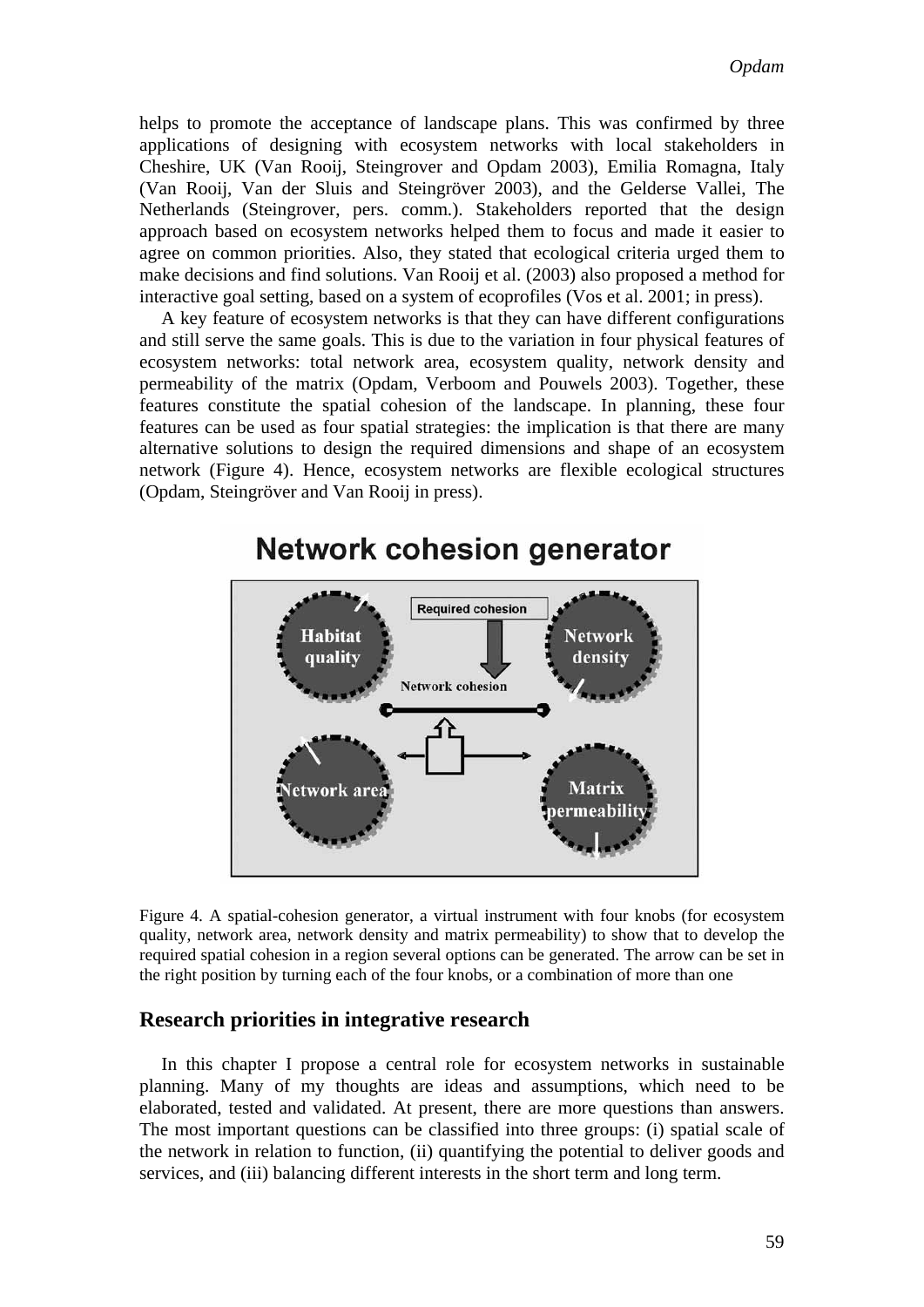helps to promote the acceptance of landscape plans. This was confirmed by three applications of designing with ecosystem networks with local stakeholders in Cheshire, UK (Van Rooij, Steingrover and Opdam 2003), Emilia Romagna, Italy (Van Rooij, Van der Sluis and Steingröver 2003), and the Gelderse Vallei, The Netherlands (Steingrover, pers. comm.). Stakeholders reported that the design approach based on ecosystem networks helped them to focus and made it easier to agree on common priorities. Also, they stated that ecological criteria urged them to make decisions and find solutions. Van Rooij et al. (2003) also proposed a method for interactive goal setting, based on a system of ecoprofiles (Vos et al. 2001; in press).

A key feature of ecosystem networks is that they can have different configurations and still serve the same goals. This is due to the variation in four physical features of ecosystem networks: total network area, ecosystem quality, network density and permeability of the matrix (Opdam, Verboom and Pouwels 2003). Together, these features constitute the spatial cohesion of the landscape. In planning, these four features can be used as four spatial strategies: the implication is that there are many alternative solutions to design the required dimensions and shape of an ecosystem network (Figure 4). Hence, ecosystem networks are flexible ecological structures (Opdam, Steingröver and Van Rooij in press).

**Network cohesion generator**

Habitat quality — Required cohesion — Network density — Network cohesion — Network area — Matrix permeability

Figure 4. A spatial-cohesion generator, a virtual instrument with four knobs (for ecosystem quality, network area, network density and matrix permeability) to show that to develop the required spatial cohesion in a region several options can be generated. The arrow can be set in the right position by turning each of the four knobs, or a combination of more than one

## Research priorities in integrative research

In this chapter I propose a central role for ecosystem networks in sustainable planning. Many of my thoughts are ideas and assumptions, which need to be elaborated, tested and validated. At present, there are more questions than answers. The most important questions can be classified into three groups: (i) spatial scale of the network in relation to function, (ii) quantifying the potential to deliver goods and services, and (iii) balancing different interests in the short term and long term.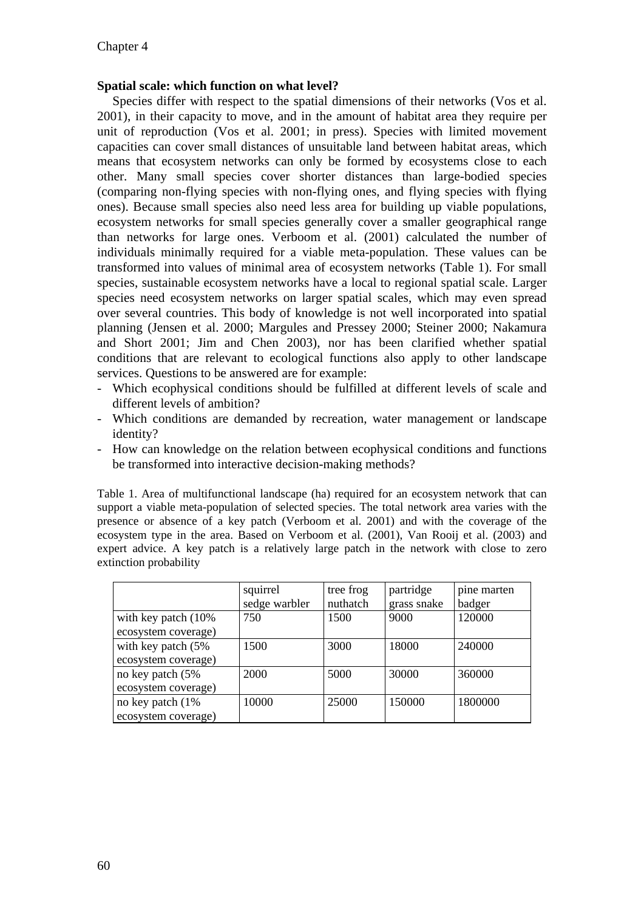### Spatial scale: which function on what level?

Species differ with respect to the spatial dimensions of their networks (Vos et al. 2001), in their capacity to move, and in the amount of habitat area they require per unit of reproduction (Vos et al. 2001; in press). Species with limited movement capacities can cover small distances of unsuitable land between habitat areas, which means that ecosystem networks can only be formed by ecosystems close to each other. Many small species cover shorter distances than large-bodied species (comparing non-flying species with non-flying ones, and flying species with flying ones). Because small species also need less area for building up viable populations, ecosystem networks for small species generally cover a smaller geographical range than networks for large ones. Verboom et al. (2001) calculated the number of individuals minimally required for a viable meta-population. These values can be transformed into values of minimal area of ecosystem networks (Table 1). For small species, sustainable ecosystem networks have a local to regional spatial scale. Larger species need ecosystem networks on larger spatial scales, which may even spread over several countries. This body of knowledge is not well incorporated into spatial planning (Jensen et al. 2000; Margules and Pressey 2000; Steiner 2000; Nakamura and Short 2001; Jim and Chen 2003), nor has been clarified whether spatial conditions that are relevant to ecological functions also apply to other landscape services. Questions to be answered are for example:

- Which ecophysical conditions should be fulfilled at different levels of scale and different levels of ambition?
- Which conditions are demanded by recreation, water management or landscape identity?
- How can knowledge on the relation between ecophysical conditions and functions be transformed into interactive decision-making methods?

Table 1. Area of multifunctional landscape (ha) required for an ecosystem network that can support a viable meta-population of selected species. The total network area varies with the presence or absence of a key patch (Verboom et al. 2001) and with the coverage of the ecosystem type in the area. Based on Verboom et al. (2001), Van Rooij et al. (2003) and expert advice. A key patch is a relatively large patch in the network with close to zero extinction probability

| | squirrel sedge warbler | tree frog nuthatch | partridge grass snake | pine marten badger |
|---|---|---|---|---|
| with key patch (10% ecosystem coverage) | 750 | 1500 | 9000 | 120000 |
| with key patch (5% ecosystem coverage) | 1500 | 3000 | 18000 | 240000 |
| no key patch (5% ecosystem coverage) | 2000 | 5000 | 30000 | 360000 |
| no key patch (1% ecosystem coverage) | 10000 | 25000 | 150000 | 1800000 |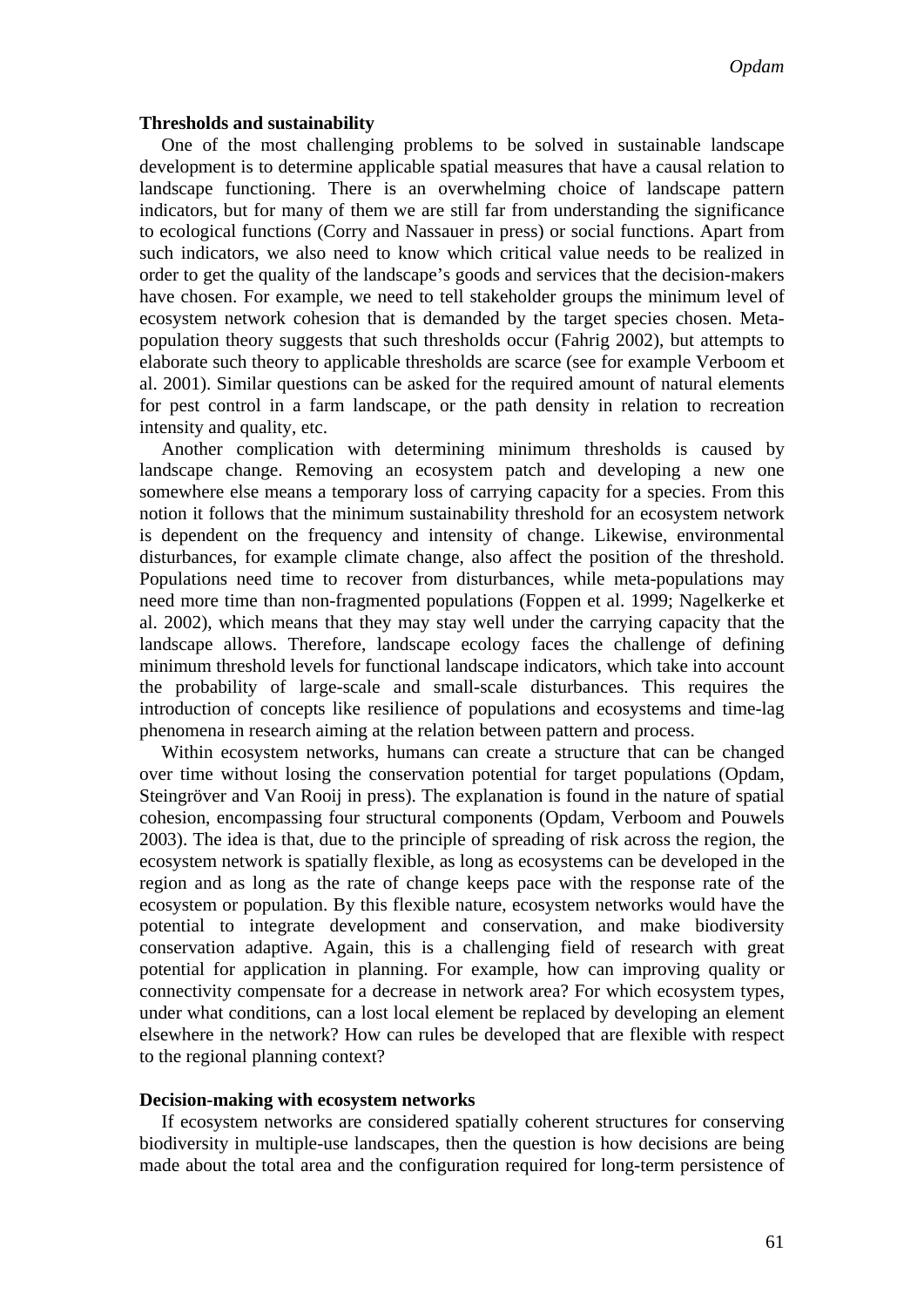### Thresholds and sustainability

One of the most challenging problems to be solved in sustainable landscape development is to determine applicable spatial measures that have a causal relation to landscape functioning. There is an overwhelming choice of landscape pattern indicators, but for many of them we are still far from understanding the significance to ecological functions (Corry and Nassauer in press) or social functions. Apart from such indicators, we also need to know which critical value needs to be realized in order to get the quality of the landscape's goods and services that the decision-makers have chosen. For example, we need to tell stakeholder groups the minimum level of ecosystem network cohesion that is demanded by the target species chosen. Meta-population theory suggests that such thresholds occur (Fahrig 2002), but attempts to elaborate such theory to applicable thresholds are scarce (see for example Verboom et al. 2001). Similar questions can be asked for the required amount of natural elements for pest control in a farm landscape, or the path density in relation to recreation intensity and quality, etc.

Another complication with determining minimum thresholds is caused by landscape change. Removing an ecosystem patch and developing a new one somewhere else means a temporary loss of carrying capacity for a species. From this notion it follows that the minimum sustainability threshold for an ecosystem network is dependent on the frequency and intensity of change. Likewise, environmental disturbances, for example climate change, also affect the position of the threshold. Populations need time to recover from disturbances, while meta-populations may need more time than non-fragmented populations (Foppen et al. 1999; Nagelkerke et al. 2002), which means that they may stay well under the carrying capacity that the landscape allows. Therefore, landscape ecology faces the challenge of defining minimum threshold levels for functional landscape indicators, which take into account the probability of large-scale and small-scale disturbances. This requires the introduction of concepts like resilience of populations and ecosystems and time-lag phenomena in research aiming at the relation between pattern and process.

Within ecosystem networks, humans can create a structure that can be changed over time without losing the conservation potential for target populations (Opdam, Steingröver and Van Rooij in press). The explanation is found in the nature of spatial cohesion, encompassing four structural components (Opdam, Verboom and Pouwels 2003). The idea is that, due to the principle of spreading of risk across the region, the ecosystem network is spatially flexible, as long as ecosystems can be developed in the region and as long as the rate of change keeps pace with the response rate of the ecosystem or population. By this flexible nature, ecosystem networks would have the potential to integrate development and conservation, and make biodiversity conservation adaptive. Again, this is a challenging field of research with great potential for application in planning. For example, how can improving quality or connectivity compensate for a decrease in network area? For which ecosystem types, under what conditions, can a lost local element be replaced by developing an element elsewhere in the network? How can rules be developed that are flexible with respect to the regional planning context?

### Decision-making with ecosystem networks

If ecosystem networks are considered spatially coherent structures for conserving biodiversity in multiple-use landscapes, then the question is how decisions are being made about the total area and the configuration required for long-term persistence of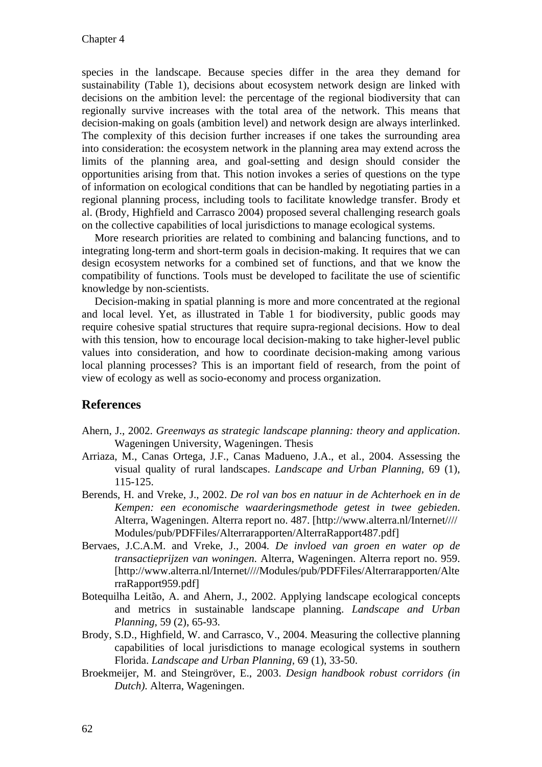species in the landscape. Because species differ in the area they demand for sustainability (Table 1), decisions about ecosystem network design are linked with decisions on the ambition level: the percentage of the regional biodiversity that can regionally survive increases with the total area of the network. This means that decision-making on goals (ambition level) and network design are always interlinked. The complexity of this decision further increases if one takes the surrounding area into consideration: the ecosystem network in the planning area may extend across the limits of the planning area, and goal-setting and design should consider the opportunities arising from that. This notion invokes a series of questions on the type of information on ecological conditions that can be handled by negotiating parties in a regional planning process, including tools to facilitate knowledge transfer. Brody et al. (Brody, Highfield and Carrasco 2004) proposed several challenging research goals on the collective capabilities of local jurisdictions to manage ecological systems.

More research priorities are related to combining and balancing functions, and to integrating long-term and short-term goals in decision-making. It requires that we can design ecosystem networks for a combined set of functions, and that we know the compatibility of functions. Tools must be developed to facilitate the use of scientific knowledge by non-scientists.

Decision-making in spatial planning is more and more concentrated at the regional and local level. Yet, as illustrated in Table 1 for biodiversity, public goods may require cohesive spatial structures that require supra-regional decisions. How to deal with this tension, how to encourage local decision-making to take higher-level public values into consideration, and how to coordinate decision-making among various local planning processes? This is an important field of research, from the point of view of ecology as well as socio-economy and process organization.

## References

Ahern, J., 2002. *Greenways as strategic landscape planning: theory and application*. Wageningen University, Wageningen. Thesis

Arriaza, M., Canas Ortega, J.F., Canas Madueno, J.A., et al., 2004. Assessing the visual quality of rural landscapes. *Landscape and Urban Planning,* 69 (1), 115-125.

Berends, H. and Vreke, J., 2002. *De rol van bos en natuur in de Achterhoek en in de Kempen: een economische waarderingsmethode getest in twee gebieden*. Alterra, Wageningen. Alterra report no. 487. [http://www.alterra.nl/Internet////Modules/pub/PDFFiles/Alterrarapporten/AlterraRapport487.pdf]

Bervaes, J.C.A.M. and Vreke, J., 2004. *De invloed van groen en water op de transactieprijzen van woningen*. Alterra, Wageningen. Alterra report no. 959. [http://www.alterra.nl/Internet////Modules/pub/PDFFiles/Alterrarapporten/AlterraRapport959.pdf]

Botequilha Leitão, A. and Ahern, J., 2002. Applying landscape ecological concepts and metrics in sustainable landscape planning. *Landscape and Urban Planning,* 59 (2), 65-93.

Brody, S.D., Highfield, W. and Carrasco, V., 2004. Measuring the collective planning capabilities of local jurisdictions to manage ecological systems in southern Florida. *Landscape and Urban Planning,* 69 (1), 33-50.

Broekmeijer, M. and Steingröver, E., 2003. *Design handbook robust corridors (in Dutch)*. Alterra, Wageningen.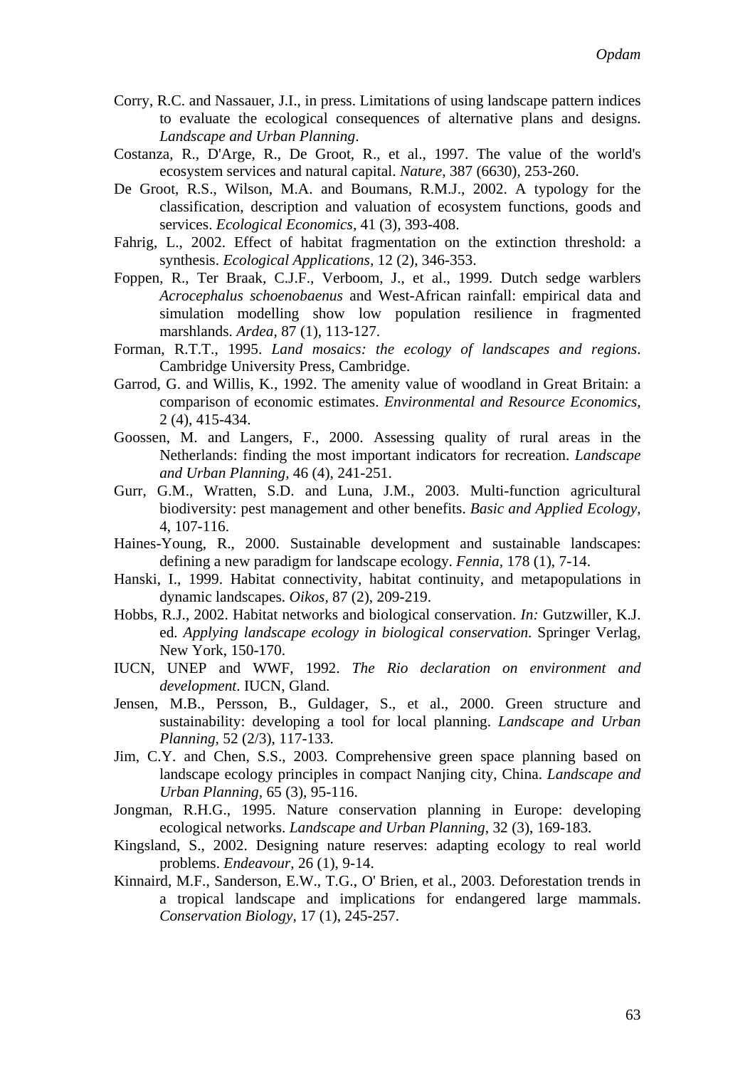Corry, R.C. and Nassauer, J.I., in press. Limitations of using landscape pattern indices to evaluate the ecological consequences of alternative plans and designs. *Landscape and Urban Planning*.

Costanza, R., D'Arge, R., De Groot, R., et al., 1997. The value of the world's ecosystem services and natural capital. *Nature,* 387 (6630), 253-260.

De Groot, R.S., Wilson, M.A. and Boumans, R.M.J., 2002. A typology for the classification, description and valuation of ecosystem functions, goods and services. *Ecological Economics,* 41 (3), 393-408.

Fahrig, L., 2002. Effect of habitat fragmentation on the extinction threshold: a synthesis. *Ecological Applications,* 12 (2), 346-353.

Foppen, R., Ter Braak, C.J.F., Verboom, J., et al., 1999. Dutch sedge warblers *Acrocephalus schoenobaenus* and West-African rainfall: empirical data and simulation modelling show low population resilience in fragmented marshlands. *Ardea,* 87 (1), 113-127.

Forman, R.T.T., 1995. *Land mosaics: the ecology of landscapes and regions*. Cambridge University Press, Cambridge.

Garrod, G. and Willis, K., 1992. The amenity value of woodland in Great Britain: a comparison of economic estimates. *Environmental and Resource Economics,* 2 (4), 415-434.

Goossen, M. and Langers, F., 2000. Assessing quality of rural areas in the Netherlands: finding the most important indicators for recreation. *Landscape and Urban Planning,* 46 (4), 241-251.

Gurr, G.M., Wratten, S.D. and Luna, J.M., 2003. Multi-function agricultural biodiversity: pest management and other benefits. *Basic and Applied Ecology,* 4, 107-116.

Haines-Young, R., 2000. Sustainable development and sustainable landscapes: defining a new paradigm for landscape ecology. *Fennia*, 178 (1), 7-14.

Hanski, I., 1999. Habitat connectivity, habitat continuity, and metapopulations in dynamic landscapes. *Oikos,* 87 (2), 209-219.

Hobbs, R.J., 2002. Habitat networks and biological conservation. *In:* Gutzwiller, K.J. ed. *Applying landscape ecology in biological conservation.* Springer Verlag, New York, 150-170.

IUCN, UNEP and WWF, 1992. *The Rio declaration on environment and development*. IUCN, Gland.

Jensen, M.B., Persson, B., Guldager, S., et al., 2000. Green structure and sustainability: developing a tool for local planning. *Landscape and Urban Planning,* 52 (2/3), 117-133.

Jim, C.Y. and Chen, S.S., 2003. Comprehensive green space planning based on landscape ecology principles in compact Nanjing city, China. *Landscape and Urban Planning,* 65 (3), 95-116.

Jongman, R.H.G., 1995. Nature conservation planning in Europe: developing ecological networks. *Landscape and Urban Planning,* 32 (3), 169-183.

Kingsland, S., 2002. Designing nature reserves: adapting ecology to real world problems. *Endeavour,* 26 (1), 9-14.

Kinnaird, M.F., Sanderson, E.W., T.G., O' Brien, et al., 2003. Deforestation trends in a tropical landscape and implications for endangered large mammals. *Conservation Biology,* 17 (1), 245-257.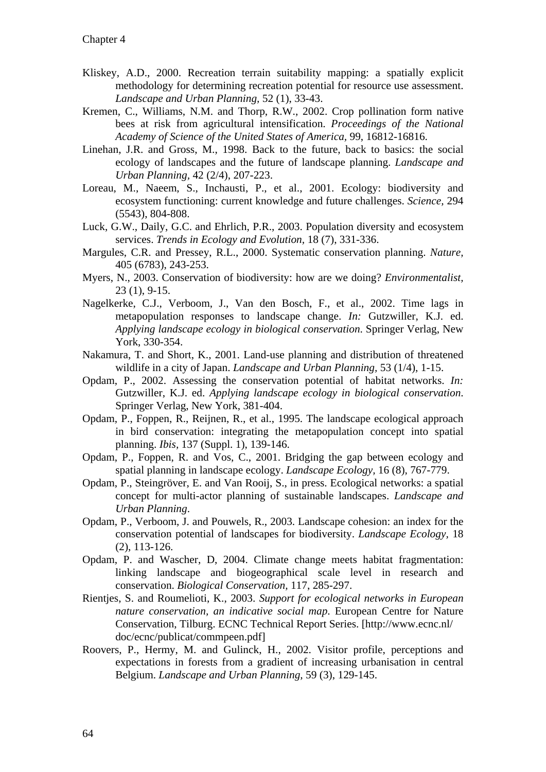Kliskey, A.D., 2000. Recreation terrain suitability mapping: a spatially explicit methodology for determining recreation potential for resource use assessment. *Landscape and Urban Planning*, 52 (1), 33-43.

Kremen, C., Williams, N.M. and Thorp, R.W., 2002. Crop pollination form native bees at risk from agricultural intensification. *Proceedings of the National Academy of Science of the United States of America*, 99, 16812-16816.

Linehan, J.R. and Gross, M., 1998. Back to the future, back to basics: the social ecology of landscapes and the future of landscape planning. *Landscape and Urban Planning*, 42 (2/4), 207-223.

Loreau, M., Naeem, S., Inchausti, P., et al., 2001. Ecology: biodiversity and ecosystem functioning: current knowledge and future challenges. *Science*, 294 (5543), 804-808.

Luck, G.W., Daily, G.C. and Ehrlich, P.R., 2003. Population diversity and ecosystem services. *Trends in Ecology and Evolution*, 18 (7), 331-336.

Margules, C.R. and Pressey, R.L., 2000. Systematic conservation planning. *Nature*, 405 (6783), 243-253.

Myers, N., 2003. Conservation of biodiversity: how are we doing? *Environmentalist*, 23 (1), 9-15.

Nagelkerke, C.J., Verboom, J., Van den Bosch, F., et al., 2002. Time lags in metapopulation responses to landscape change. *In:* Gutzwiller, K.J. ed. *Applying landscape ecology in biological conservation*. Springer Verlag, New York, 330-354.

Nakamura, T. and Short, K., 2001. Land-use planning and distribution of threatened wildlife in a city of Japan. *Landscape and Urban Planning*, 53 (1/4), 1-15.

Opdam, P., 2002. Assessing the conservation potential of habitat networks. *In:* Gutzwiller, K.J. ed. *Applying landscape ecology in biological conservation*. Springer Verlag, New York, 381-404.

Opdam, P., Foppen, R., Reijnen, R., et al., 1995. The landscape ecological approach in bird conservation: integrating the metapopulation concept into spatial planning. *Ibis*, 137 (Suppl. 1), 139-146.

Opdam, P., Foppen, R. and Vos, C., 2001. Bridging the gap between ecology and spatial planning in landscape ecology. *Landscape Ecology*, 16 (8), 767-779.

Opdam, P., Steingröver, E. and Van Rooij, S., in press. Ecological networks: a spatial concept for multi-actor planning of sustainable landscapes. *Landscape and Urban Planning*.

Opdam, P., Verboom, J. and Pouwels, R., 2003. Landscape cohesion: an index for the conservation potential of landscapes for biodiversity. *Landscape Ecology*, 18 (2), 113-126.

Opdam, P. and Wascher, D, 2004. Climate change meets habitat fragmentation: linking landscape and biogeographical scale level in research and conservation. *Biological Conservation*, 117, 285-297.

Rientjes, S. and Roumelioti, K., 2003. *Support for ecological networks in European nature conservation, an indicative social map*. European Centre for Nature Conservation, Tilburg. ECNC Technical Report Series. [http://www.ecnc.nl/doc/ecnc/publicat/commpeen.pdf]

Roovers, P., Hermy, M. and Gulinck, H., 2002. Visitor profile, perceptions and expectations in forests from a gradient of increasing urbanisation in central Belgium. *Landscape and Urban Planning*, 59 (3), 129-145.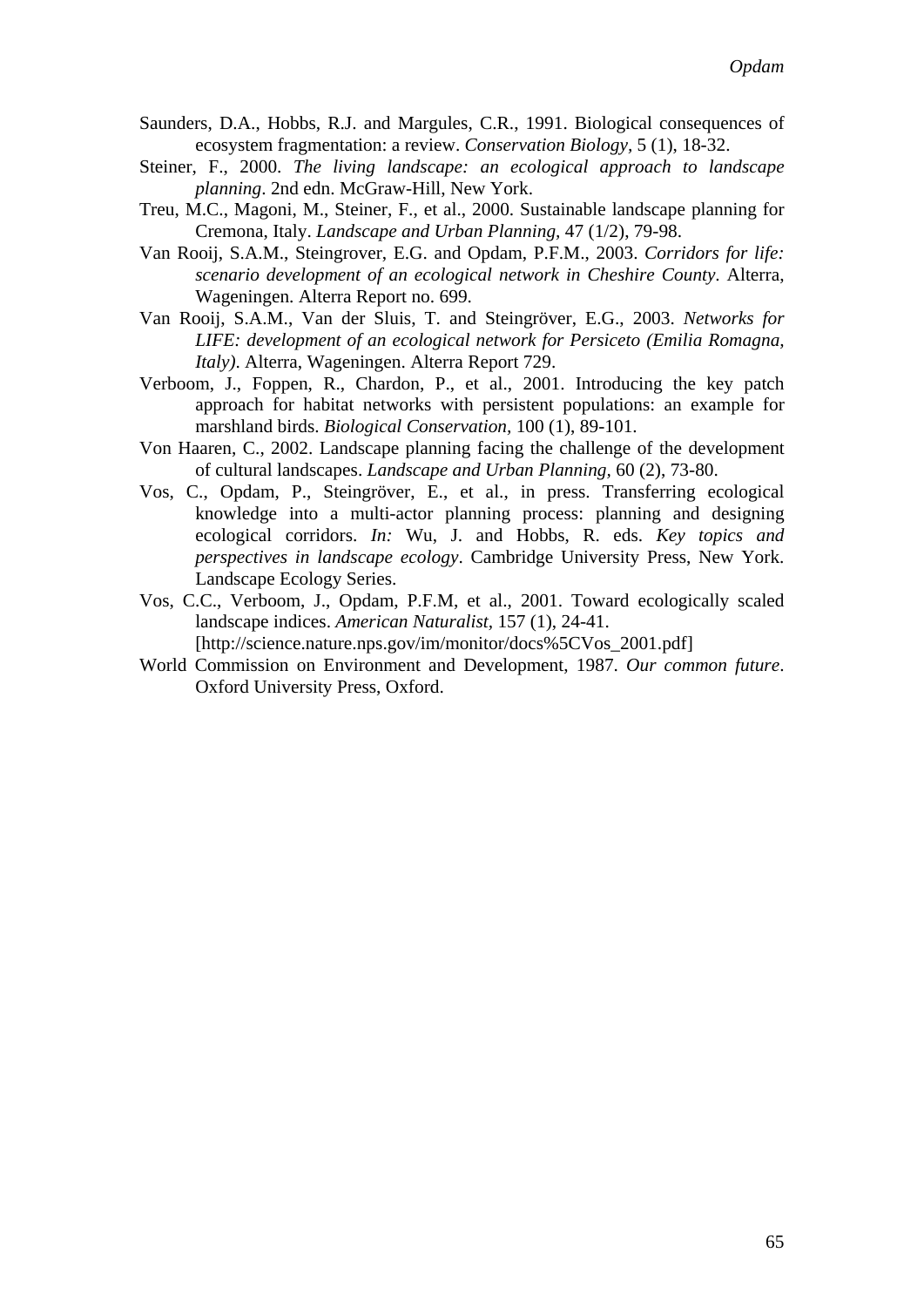Saunders, D.A., Hobbs, R.J. and Margules, C.R., 1991. Biological consequences of ecosystem fragmentation: a review. *Conservation Biology*, 5 (1), 18-32.

Steiner, F., 2000. *The living landscape: an ecological approach to landscape planning*. 2nd edn. McGraw-Hill, New York.

Treu, M.C., Magoni, M., Steiner, F., et al., 2000. Sustainable landscape planning for Cremona, Italy. *Landscape and Urban Planning*, 47 (1/2), 79-98.

Van Rooij, S.A.M., Steingrover, E.G. and Opdam, P.F.M., 2003. *Corridors for life: scenario development of an ecological network in Cheshire County*. Alterra, Wageningen. Alterra Report no. 699.

Van Rooij, S.A.M., Van der Sluis, T. and Steingröver, E.G., 2003. *Networks for LIFE: development of an ecological network for Persiceto (Emilia Romagna, Italy)*. Alterra, Wageningen. Alterra Report 729.

Verboom, J., Foppen, R., Chardon, P., et al., 2001. Introducing the key patch approach for habitat networks with persistent populations: an example for marshland birds. *Biological Conservation*, 100 (1), 89-101.

Von Haaren, C., 2002. Landscape planning facing the challenge of the development of cultural landscapes. *Landscape and Urban Planning*, 60 (2), 73-80.

Vos, C., Opdam, P., Steingröver, E., et al., in press. Transferring ecological knowledge into a multi-actor planning process: planning and designing ecological corridors. *In:* Wu, J. and Hobbs, R. eds. *Key topics and perspectives in landscape ecology*. Cambridge University Press, New York. Landscape Ecology Series.

Vos, C.C., Verboom, J., Opdam, P.F.M, et al., 2001. Toward ecologically scaled landscape indices. *American Naturalist*, 157 (1), 24-41. [http://science.nature.nps.gov/im/monitor/docs%5CVos_2001.pdf]

World Commission on Environment and Development, 1987. *Our common future*. Oxford University Press, Oxford.